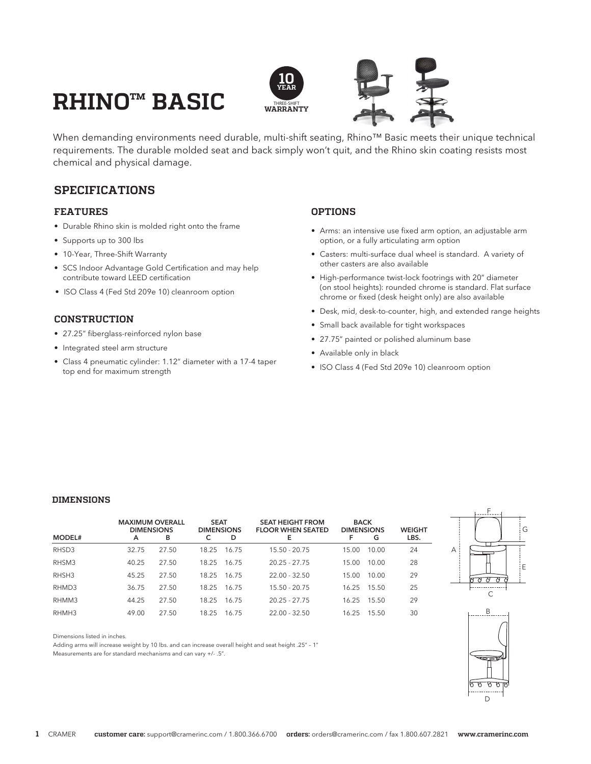# RHINO™ BASIC

10 YEAR THREE-SHIFT WARRANTY

When demanding environments need durable, multi-shift seating, Rhino™ Basic meets their unique technical requirements. The durable molded seat and back simply won't quit, and the Rhino skin coating resists most chemical and physical damage.

## SPECIFICATIONS

### FEATURES

- Durable Rhino skin is molded right onto the frame
- Supports up to 300 lbs
- 10-Year, Three-Shift Warranty
- SCS Indoor Advantage Gold Certification and may help contribute toward LEED certification
- ISO Class 4 (Fed Std 209e 10) cleanroom option

### CONSTRUCTION

- 27.25" fiberglass-reinforced nylon base
- Integrated steel arm structure
- Class 4 pneumatic cylinder: 1.12" diameter with a 17-4 taper top end for maximum strength

### OPTIONS

- Arms: an intensive use fixed arm option, an adjustable arm option, or a fully articulating arm option
- Casters: multi-surface dual wheel is standard. A variety of other casters are also available
- High-performance twist-lock footrings with 20" diameter (on stool heights): rounded chrome is standard. Flat surface chrome or fixed (desk height only) are also available
- Desk, mid, desk-to-counter, high, and extended range heights
- Small back available for tight workspaces
- 27.75" painted or polished aluminum base
- Available only in black
- ISO Class 4 (Fed Std 209e 10) cleanroom option

### DIMENSIONS

| MODEL# | MAXIMUM OVERALL DIMENSIONS A | B | SEAT DIMENSIONS C | D | SEAT HEIGHT FROM FLOOR WHEN SEATED E | BACK DIMENSIONS F | G | WEIGHT LBS. |
|---|---|---|---|---|---|---|---|---|
| RHSD3 | 32.75 | 27.50 | 18.25 | 16.75 | 15.50 - 20.75 | 15.00 | 10.00 | 24 |
| RHSM3 | 40.25 | 27.50 | 18.25 | 16.75 | 20.25 - 27.75 | 15.00 | 10.00 | 28 |
| RHSH3 | 45.25 | 27.50 | 18.25 | 16.75 | 22.00 - 32.50 | 15.00 | 10.00 | 29 |
| RHMD3 | 36.75 | 27.50 | 18.25 | 16.75 | 15.50 - 20.75 | 16.25 | 15.50 | 25 |
| RHMM3 | 44.25 | 27.50 | 18.25 | 16.75 | 20.25 - 27.75 | 16.25 | 15.50 | 29 |
| RHMH3 | 49.00 | 27.50 | 18.25 | 16.75 | 22.00 - 32.50 | 16.25 | 15.50 | 30 |

Dimensions listed in inches.

Adding arms will increase weight by 10 lbs. and can increase overall height and seat height .25" – 1"

Measurements are for standard mechanisms and can vary +/- .5".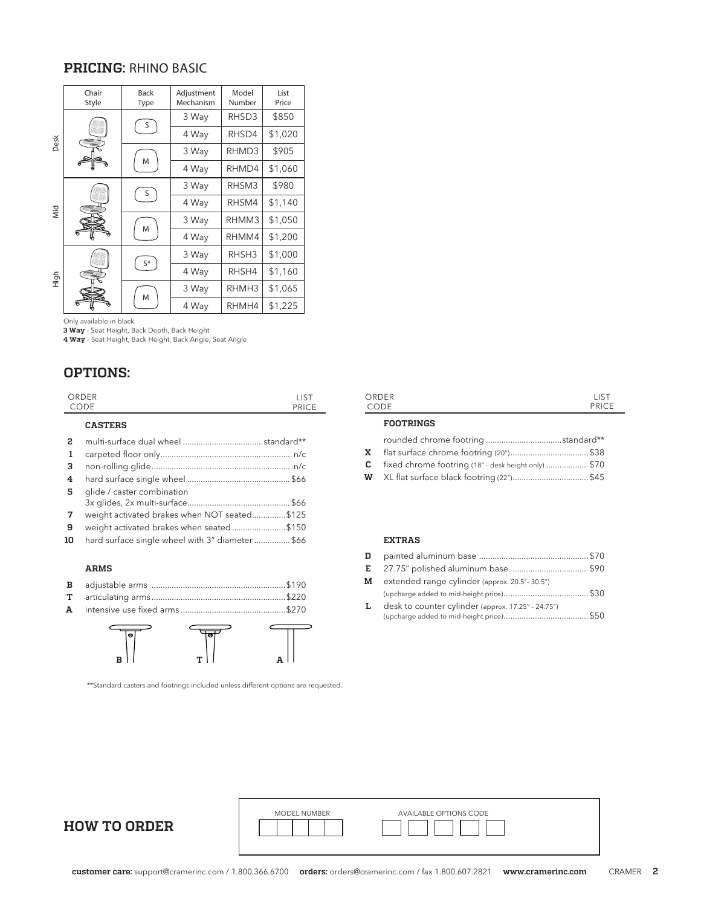## PRICING: RHINO BASIC

| | Chair Style | Back Type | Adjustment Mechanism | Model Number | List Price |
|---|---|---|---|---|---|
| Desk | | S | 3 Way | RHSD3 | $850 |
| | | | 4 Way | RHSD4 | $1,020 |
| | | M | 3 Way | RHMD3 | $905 |
| | | | 4 Way | RHMD4 | $1,060 |
| Mid | | S | 3 Way | RHSM3 | $980 |
| | | | 4 Way | RHSM4 | $1,140 |
| | | M | 3 Way | RHMM3 | $1,050 |
| | | | 4 Way | RHMM4 | $1,200 |
| High | | S* | 3 Way | RHSH3 | $1,000 |
| | | | 4 Way | RHSH4 | $1,160 |
| | | M | 3 Way | RHMH3 | $1,065 |
| | | | 4 Way | RHMH4 | $1,225 |

Only available in black.
**3 Way** - Seat Height, Back Depth, Back Height
**4 Way** - Seat Height, Back Height, Back Angle, Seat Angle

## OPTIONS:

| ORDER CODE | | LIST PRICE |
|---|---|---|
| | **CASTERS** | |
| 2 | multi-surface dual wheel | standard** |
| 1 | carpeted floor only | n/c |
| 3 | non-rolling glide | n/c |
| 4 | hard surface single wheel | $66 |
| 5 | glide / caster combination 3x glides, 2x multi-surface | $66 |
| 7 | weight activated brakes when NOT seated | $125 |
| 9 | weight activated brakes when seated | $150 |
| 10 | hard surface single wheel with 3" diameter | $66 |
| | **ARMS** | |
| B | adjustable arms | $190 |
| T | articulating arms | $220 |
| A | intensive use fixed arms | $270 |

B T A

| ORDER CODE | | LIST PRICE |
|---|---|---|
| | **FOOTRINGS** | |
| | rounded chrome footring | standard** |
| X | flat surface chrome footring (20") | $38 |
| C | fixed chrome footring (18" - desk height only) | $70 |
| W | XL flat surface black footring (22") | $45 |
| | **EXTRAS** | |
| D | painted aluminum base | $70 |
| E | 27.75" polished aluminum base | $90 |
| M | extended range cylinder (approx. 20.5"- 30.5") (upcharge added to mid-height price) | $30 |
| L | desk to counter cylinder (approx. 17.25" - 24.75") (upcharge added to mid-height price) | $50 |

**Standard casters and footrings included unless different options are requested.

## HOW TO ORDER

MODEL NUMBER | AVAILABLE OPTIONS CODE

**customer care:** support@cramerinc.com / 1.800.366.6700 **orders:** orders@cramerinc.com / fax 1.800.607.2821 **www.cramerinc.com**